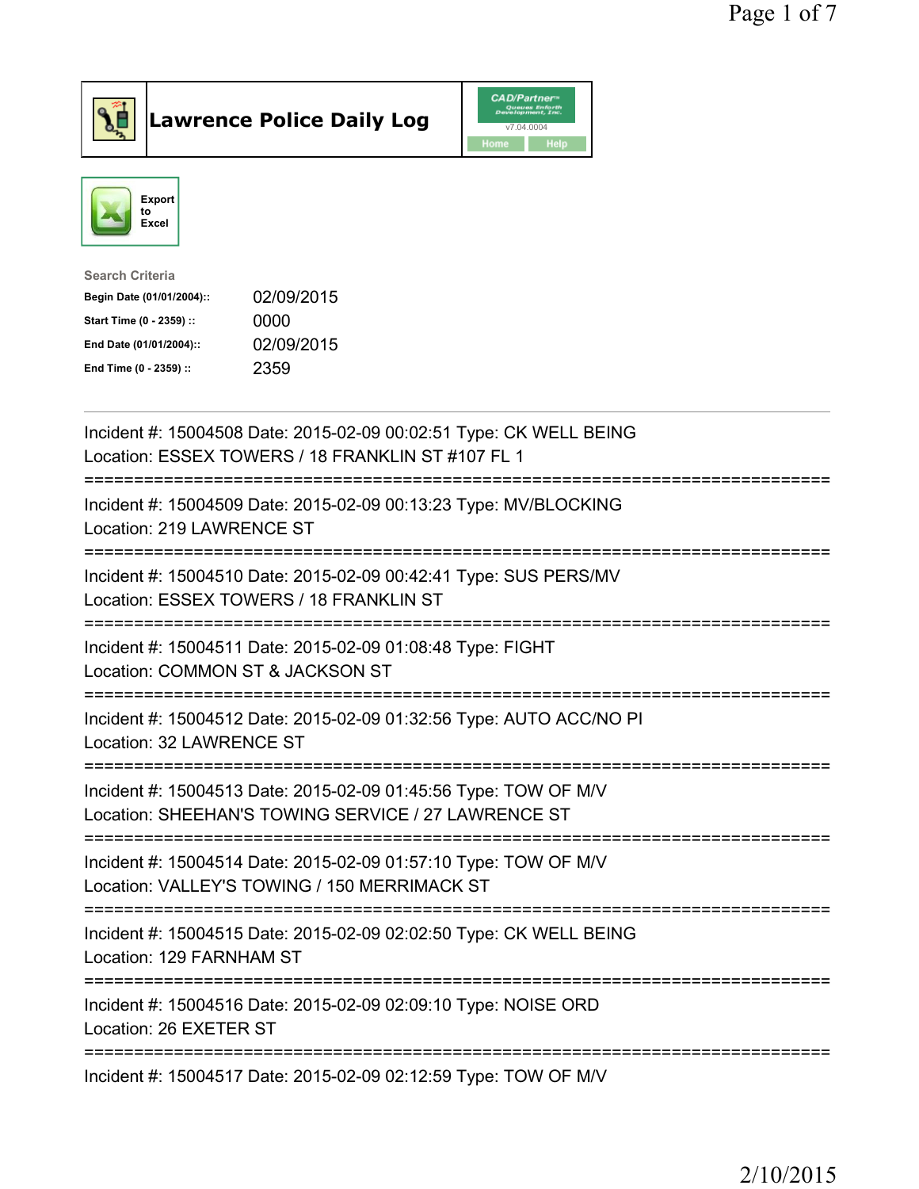# Lawrence Police Daily Log

CAD/Partner
v7.04.0004
Home Help

Export to Excel

**Search Criteria**

| | |
|---|---|
| **Begin Date (01/01/2004)::** | 02/09/2015 |
| **Start Time (0 - 2359) ::** | 0000 |
| **End Date (01/01/2004)::** | 02/09/2015 |
| **End Time (0 - 2359) ::** | 2359 |

---

Incident #: 15004508 Date: 2015-02-09 00:02:51 Type: CK WELL BEING
Location: ESSEX TOWERS / 18 FRANKLIN ST #107 FL 1

===========================================================================

Incident #: 15004509 Date: 2015-02-09 00:13:23 Type: MV/BLOCKING
Location: 219 LAWRENCE ST

===========================================================================

Incident #: 15004510 Date: 2015-02-09 00:42:41 Type: SUS PERS/MV
Location: ESSEX TOWERS / 18 FRANKLIN ST

===========================================================================

Incident #: 15004511 Date: 2015-02-09 01:08:48 Type: FIGHT
Location: COMMON ST & JACKSON ST

===========================================================================

Incident #: 15004512 Date: 2015-02-09 01:32:56 Type: AUTO ACC/NO PI
Location: 32 LAWRENCE ST

===========================================================================

Incident #: 15004513 Date: 2015-02-09 01:45:56 Type: TOW OF M/V
Location: SHEEHAN'S TOWING SERVICE / 27 LAWRENCE ST

===========================================================================

Incident #: 15004514 Date: 2015-02-09 01:57:10 Type: TOW OF M/V
Location: VALLEY'S TOWING / 150 MERRIMACK ST

===========================================================================

Incident #: 15004515 Date: 2015-02-09 02:02:50 Type: CK WELL BEING
Location: 129 FARNHAM ST

===========================================================================

Incident #: 15004516 Date: 2015-02-09 02:09:10 Type: NOISE ORD
Location: 26 EXETER ST

===========================================================================

Incident #: 15004517 Date: 2015-02-09 02:12:59 Type: TOW OF M/V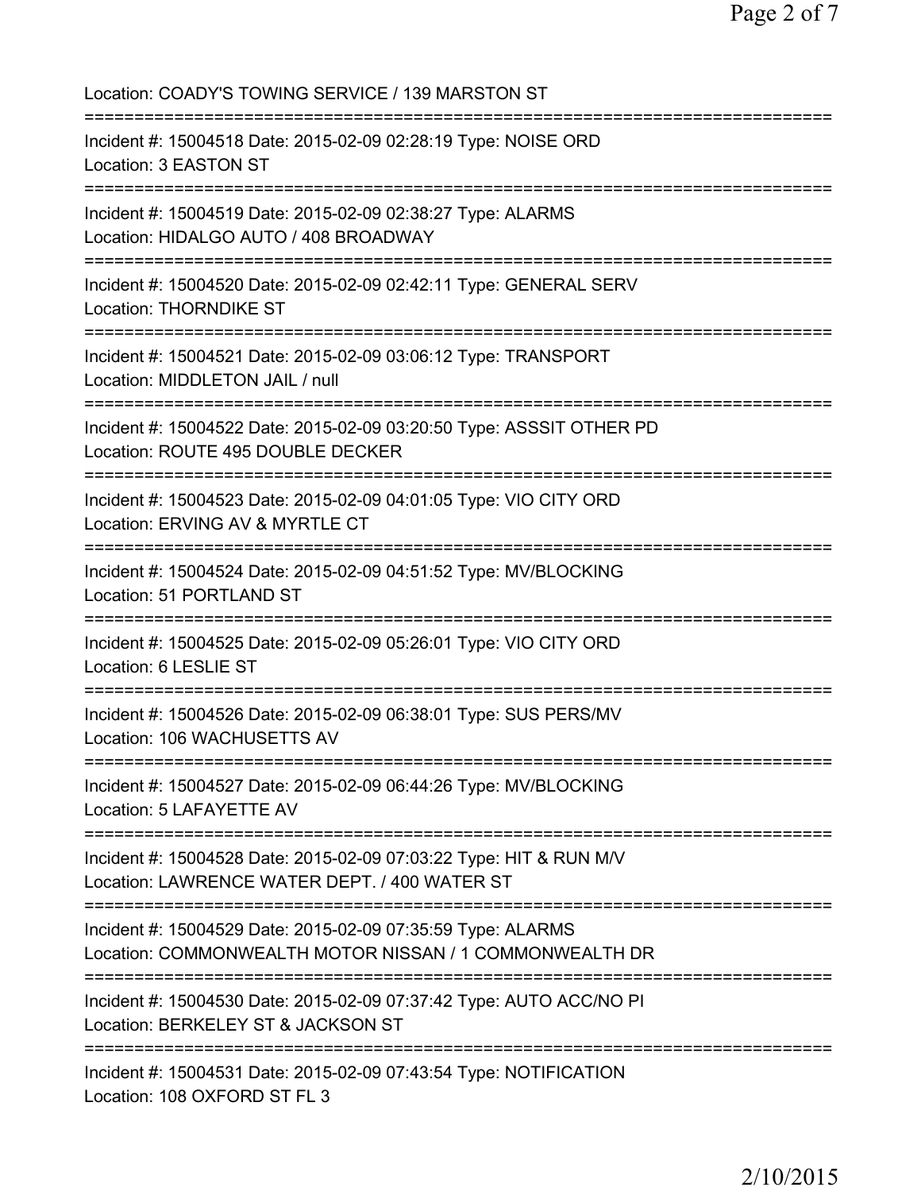Location: COADY'S TOWING SERVICE / 139 MARSTON ST

===========================================================================

Incident #: 15004518 Date: 2015-02-09 02:28:19 Type: NOISE ORD
Location: 3 EASTON ST

===========================================================================

Incident #: 15004519 Date: 2015-02-09 02:38:27 Type: ALARMS
Location: HIDALGO AUTO / 408 BROADWAY

===========================================================================

Incident #: 15004520 Date: 2015-02-09 02:42:11 Type: GENERAL SERV
Location: THORNDIKE ST

===========================================================================

Incident #: 15004521 Date: 2015-02-09 03:06:12 Type: TRANSPORT
Location: MIDDLETON JAIL / null

===========================================================================

Incident #: 15004522 Date: 2015-02-09 03:20:50 Type: ASSSIT OTHER PD
Location: ROUTE 495 DOUBLE DECKER

===========================================================================

Incident #: 15004523 Date: 2015-02-09 04:01:05 Type: VIO CITY ORD
Location: ERVING AV & MYRTLE CT

===========================================================================

Incident #: 15004524 Date: 2015-02-09 04:51:52 Type: MV/BLOCKING
Location: 51 PORTLAND ST

===========================================================================

Incident #: 15004525 Date: 2015-02-09 05:26:01 Type: VIO CITY ORD
Location: 6 LESLIE ST

===========================================================================

Incident #: 15004526 Date: 2015-02-09 06:38:01 Type: SUS PERS/MV
Location: 106 WACHUSETTS AV

===========================================================================

Incident #: 15004527 Date: 2015-02-09 06:44:26 Type: MV/BLOCKING
Location: 5 LAFAYETTE AV

===========================================================================

Incident #: 15004528 Date: 2015-02-09 07:03:22 Type: HIT & RUN M/V
Location: LAWRENCE WATER DEPT. / 400 WATER ST

===========================================================================

Incident #: 15004529 Date: 2015-02-09 07:35:59 Type: ALARMS
Location: COMMONWEALTH MOTOR NISSAN / 1 COMMONWEALTH DR

===========================================================================

Incident #: 15004530 Date: 2015-02-09 07:37:42 Type: AUTO ACC/NO PI
Location: BERKELEY ST & JACKSON ST

===========================================================================

Incident #: 15004531 Date: 2015-02-09 07:43:54 Type: NOTIFICATION
Location: 108 OXFORD ST FL 3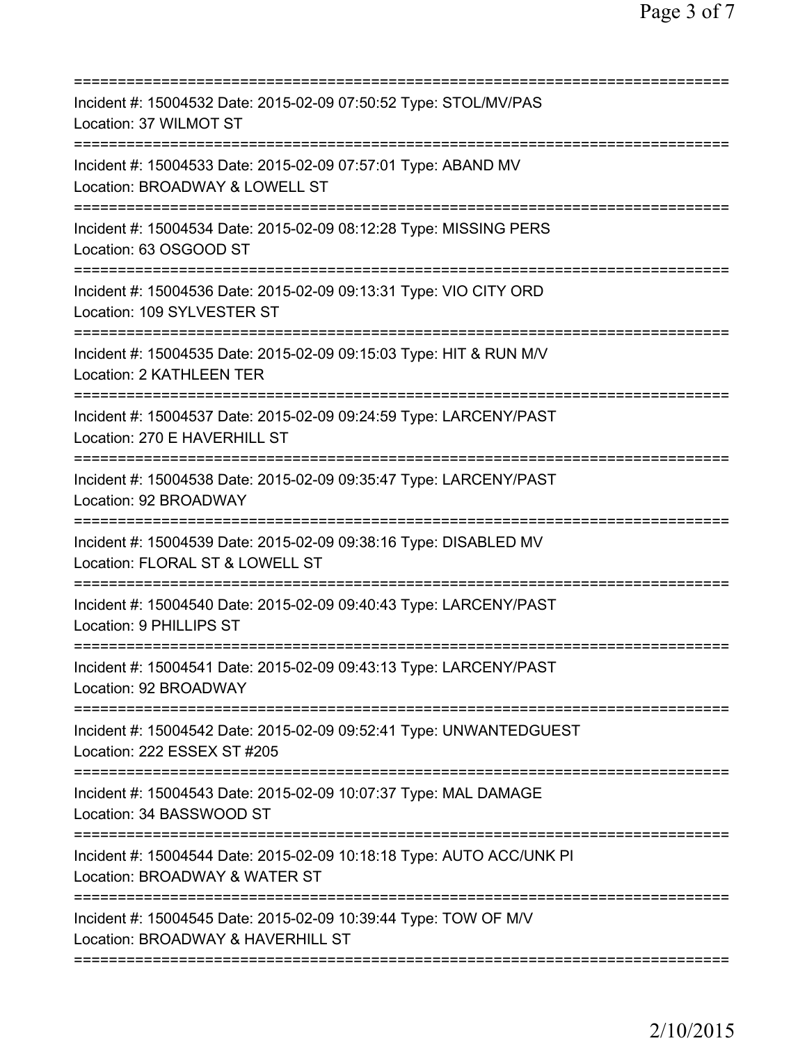===========================================================================
Incident #: 15004532 Date: 2015-02-09 07:50:52 Type: STOL/MV/PAS
Location: 37 WILMOT ST
===========================================================================
Incident #: 15004533 Date: 2015-02-09 07:57:01 Type: ABAND MV
Location: BROADWAY & LOWELL ST
===========================================================================
Incident #: 15004534 Date: 2015-02-09 08:12:28 Type: MISSING PERS
Location: 63 OSGOOD ST
===========================================================================
Incident #: 15004536 Date: 2015-02-09 09:13:31 Type: VIO CITY ORD
Location: 109 SYLVESTER ST
===========================================================================
Incident #: 15004535 Date: 2015-02-09 09:15:03 Type: HIT & RUN M/V
Location: 2 KATHLEEN TER
===========================================================================
Incident #: 15004537 Date: 2015-02-09 09:24:59 Type: LARCENY/PAST
Location: 270 E HAVERHILL ST
===========================================================================
Incident #: 15004538 Date: 2015-02-09 09:35:47 Type: LARCENY/PAST
Location: 92 BROADWAY
===========================================================================
Incident #: 15004539 Date: 2015-02-09 09:38:16 Type: DISABLED MV
Location: FLORAL ST & LOWELL ST
===========================================================================
Incident #: 15004540 Date: 2015-02-09 09:40:43 Type: LARCENY/PAST
Location: 9 PHILLIPS ST
===========================================================================
Incident #: 15004541 Date: 2015-02-09 09:43:13 Type: LARCENY/PAST
Location: 92 BROADWAY
===========================================================================
Incident #: 15004542 Date: 2015-02-09 09:52:41 Type: UNWANTEDGUEST
Location: 222 ESSEX ST #205
===========================================================================
Incident #: 15004543 Date: 2015-02-09 10:07:37 Type: MAL DAMAGE
Location: 34 BASSWOOD ST
===========================================================================
Incident #: 15004544 Date: 2015-02-09 10:18:18 Type: AUTO ACC/UNK PI
Location: BROADWAY & WATER ST
===========================================================================
Incident #: 15004545 Date: 2015-02-09 10:39:44 Type: TOW OF M/V
Location: BROADWAY & HAVERHILL ST
===========================================================================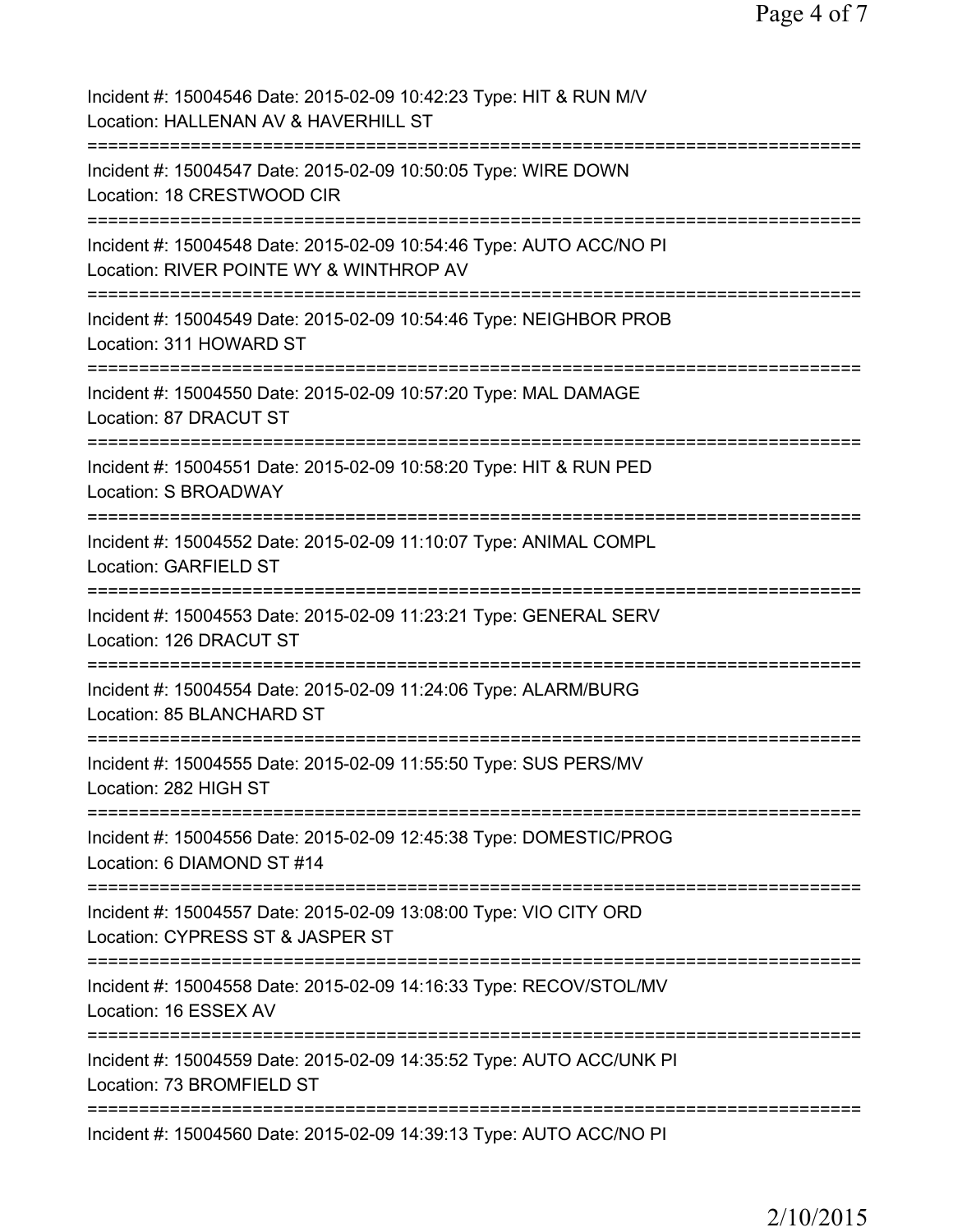Incident #: 15004546 Date: 2015-02-09 10:42:23 Type: HIT & RUN M/V
Location: HALLENAN AV & HAVERHILL ST

===========================================================================

Incident #: 15004547 Date: 2015-02-09 10:50:05 Type: WIRE DOWN
Location: 18 CRESTWOOD CIR

===========================================================================

Incident #: 15004548 Date: 2015-02-09 10:54:46 Type: AUTO ACC/NO PI
Location: RIVER POINTE WY & WINTHROP AV

===========================================================================

Incident #: 15004549 Date: 2015-02-09 10:54:46 Type: NEIGHBOR PROB
Location: 311 HOWARD ST

===========================================================================

Incident #: 15004550 Date: 2015-02-09 10:57:20 Type: MAL DAMAGE
Location: 87 DRACUT ST

===========================================================================

Incident #: 15004551 Date: 2015-02-09 10:58:20 Type: HIT & RUN PED
Location: S BROADWAY

===========================================================================

Incident #: 15004552 Date: 2015-02-09 11:10:07 Type: ANIMAL COMPL
Location: GARFIELD ST

===========================================================================

Incident #: 15004553 Date: 2015-02-09 11:23:21 Type: GENERAL SERV
Location: 126 DRACUT ST

===========================================================================

Incident #: 15004554 Date: 2015-02-09 11:24:06 Type: ALARM/BURG
Location: 85 BLANCHARD ST

===========================================================================

Incident #: 15004555 Date: 2015-02-09 11:55:50 Type: SUS PERS/MV
Location: 282 HIGH ST

===========================================================================

Incident #: 15004556 Date: 2015-02-09 12:45:38 Type: DOMESTIC/PROG
Location: 6 DIAMOND ST #14

===========================================================================

Incident #: 15004557 Date: 2015-02-09 13:08:00 Type: VIO CITY ORD
Location: CYPRESS ST & JASPER ST

===========================================================================

Incident #: 15004558 Date: 2015-02-09 14:16:33 Type: RECOV/STOL/MV
Location: 16 ESSEX AV

===========================================================================

Incident #: 15004559 Date: 2015-02-09 14:35:52 Type: AUTO ACC/UNK PI
Location: 73 BROMFIELD ST

===========================================================================

Incident #: 15004560 Date: 2015-02-09 14:39:13 Type: AUTO ACC/NO PI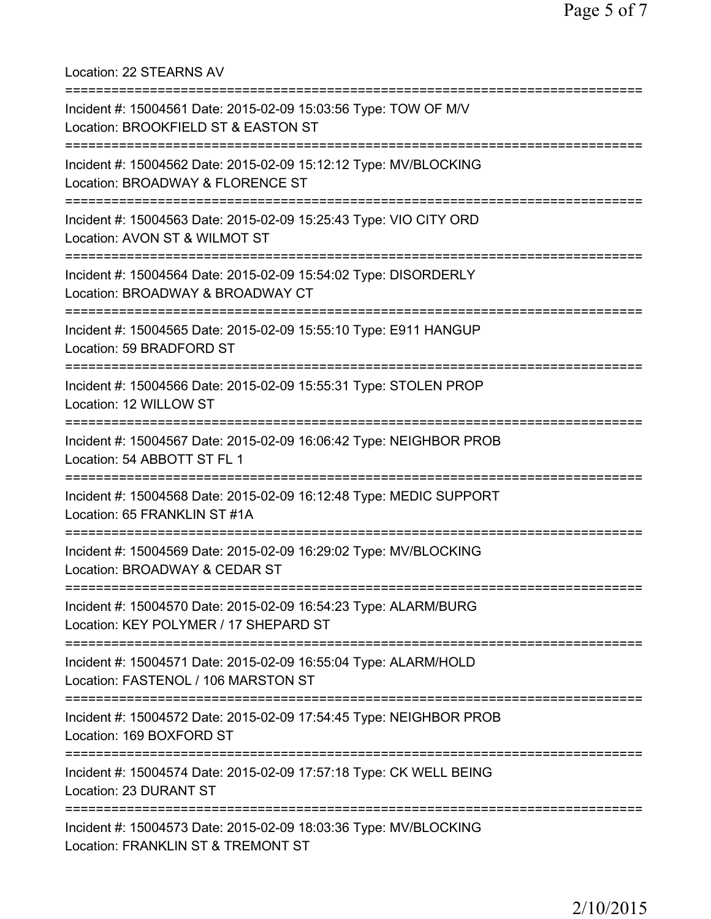Location: 22 STEARNS AV

===========================================================================

Incident #: 15004561 Date: 2015-02-09 15:03:56 Type: TOW OF M/V
Location: BROOKFIELD ST & EASTON ST

===========================================================================

Incident #: 15004562 Date: 2015-02-09 15:12:12 Type: MV/BLOCKING
Location: BROADWAY & FLORENCE ST

===========================================================================

Incident #: 15004563 Date: 2015-02-09 15:25:43 Type: VIO CITY ORD
Location: AVON ST & WILMOT ST

===========================================================================

Incident #: 15004564 Date: 2015-02-09 15:54:02 Type: DISORDERLY
Location: BROADWAY & BROADWAY CT

===========================================================================

Incident #: 15004565 Date: 2015-02-09 15:55:10 Type: E911 HANGUP
Location: 59 BRADFORD ST

===========================================================================

Incident #: 15004566 Date: 2015-02-09 15:55:31 Type: STOLEN PROP
Location: 12 WILLOW ST

===========================================================================

Incident #: 15004567 Date: 2015-02-09 16:06:42 Type: NEIGHBOR PROB
Location: 54 ABBOTT ST FL 1

===========================================================================

Incident #: 15004568 Date: 2015-02-09 16:12:48 Type: MEDIC SUPPORT
Location: 65 FRANKLIN ST #1A

===========================================================================

Incident #: 15004569 Date: 2015-02-09 16:29:02 Type: MV/BLOCKING
Location: BROADWAY & CEDAR ST

===========================================================================

Incident #: 15004570 Date: 2015-02-09 16:54:23 Type: ALARM/BURG
Location: KEY POLYMER / 17 SHEPARD ST

===========================================================================

Incident #: 15004571 Date: 2015-02-09 16:55:04 Type: ALARM/HOLD
Location: FASTENOL / 106 MARSTON ST

===========================================================================

Incident #: 15004572 Date: 2015-02-09 17:54:45 Type: NEIGHBOR PROB
Location: 169 BOXFORD ST

===========================================================================

Incident #: 15004574 Date: 2015-02-09 17:57:18 Type: CK WELL BEING
Location: 23 DURANT ST

===========================================================================

Incident #: 15004573 Date: 2015-02-09 18:03:36 Type: MV/BLOCKING
Location: FRANKLIN ST & TREMONT ST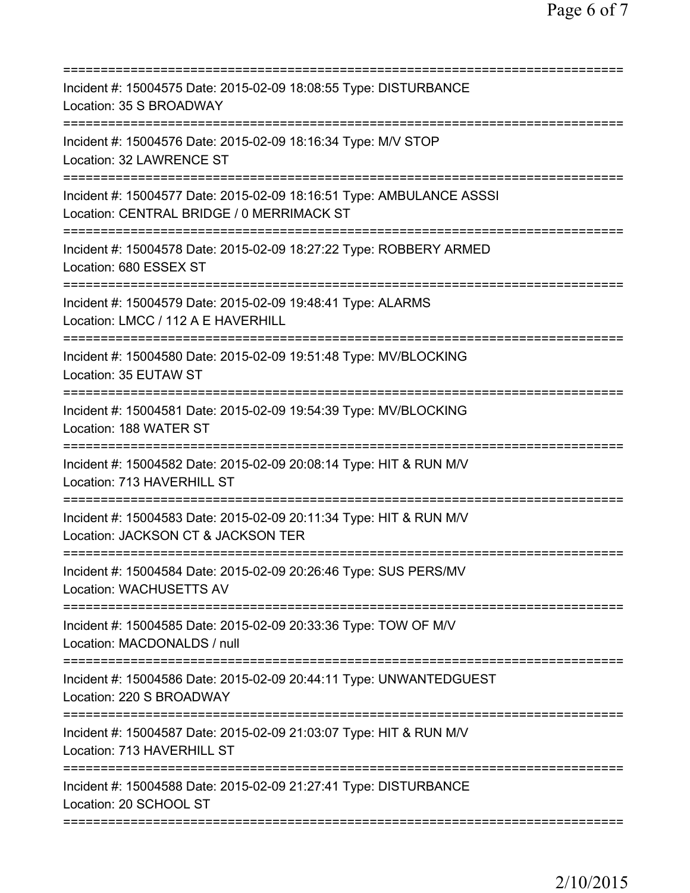===========================================================================
Incident #: 15004575 Date: 2015-02-09 18:08:55 Type: DISTURBANCE
Location: 35 S BROADWAY
===========================================================================
Incident #: 15004576 Date: 2015-02-09 18:16:34 Type: M/V STOP
Location: 32 LAWRENCE ST
===========================================================================
Incident #: 15004577 Date: 2015-02-09 18:16:51 Type: AMBULANCE ASSSI
Location: CENTRAL BRIDGE / 0 MERRIMACK ST
===========================================================================
Incident #: 15004578 Date: 2015-02-09 18:27:22 Type: ROBBERY ARMED
Location: 680 ESSEX ST
===========================================================================
Incident #: 15004579 Date: 2015-02-09 19:48:41 Type: ALARMS
Location: LMCC / 112 A E HAVERHILL
===========================================================================
Incident #: 15004580 Date: 2015-02-09 19:51:48 Type: MV/BLOCKING
Location: 35 EUTAW ST
===========================================================================
Incident #: 15004581 Date: 2015-02-09 19:54:39 Type: MV/BLOCKING
Location: 188 WATER ST
===========================================================================
Incident #: 15004582 Date: 2015-02-09 20:08:14 Type: HIT & RUN M/V
Location: 713 HAVERHILL ST
===========================================================================
Incident #: 15004583 Date: 2015-02-09 20:11:34 Type: HIT & RUN M/V
Location: JACKSON CT & JACKSON TER
===========================================================================
Incident #: 15004584 Date: 2015-02-09 20:26:46 Type: SUS PERS/MV
Location: WACHUSETTS AV
===========================================================================
Incident #: 15004585 Date: 2015-02-09 20:33:36 Type: TOW OF M/V
Location: MACDONALDS / null
===========================================================================
Incident #: 15004586 Date: 2015-02-09 20:44:11 Type: UNWANTEDGUEST
Location: 220 S BROADWAY
===========================================================================
Incident #: 15004587 Date: 2015-02-09 21:03:07 Type: HIT & RUN M/V
Location: 713 HAVERHILL ST
===========================================================================
Incident #: 15004588 Date: 2015-02-09 21:27:41 Type: DISTURBANCE
Location: 20 SCHOOL ST
===========================================================================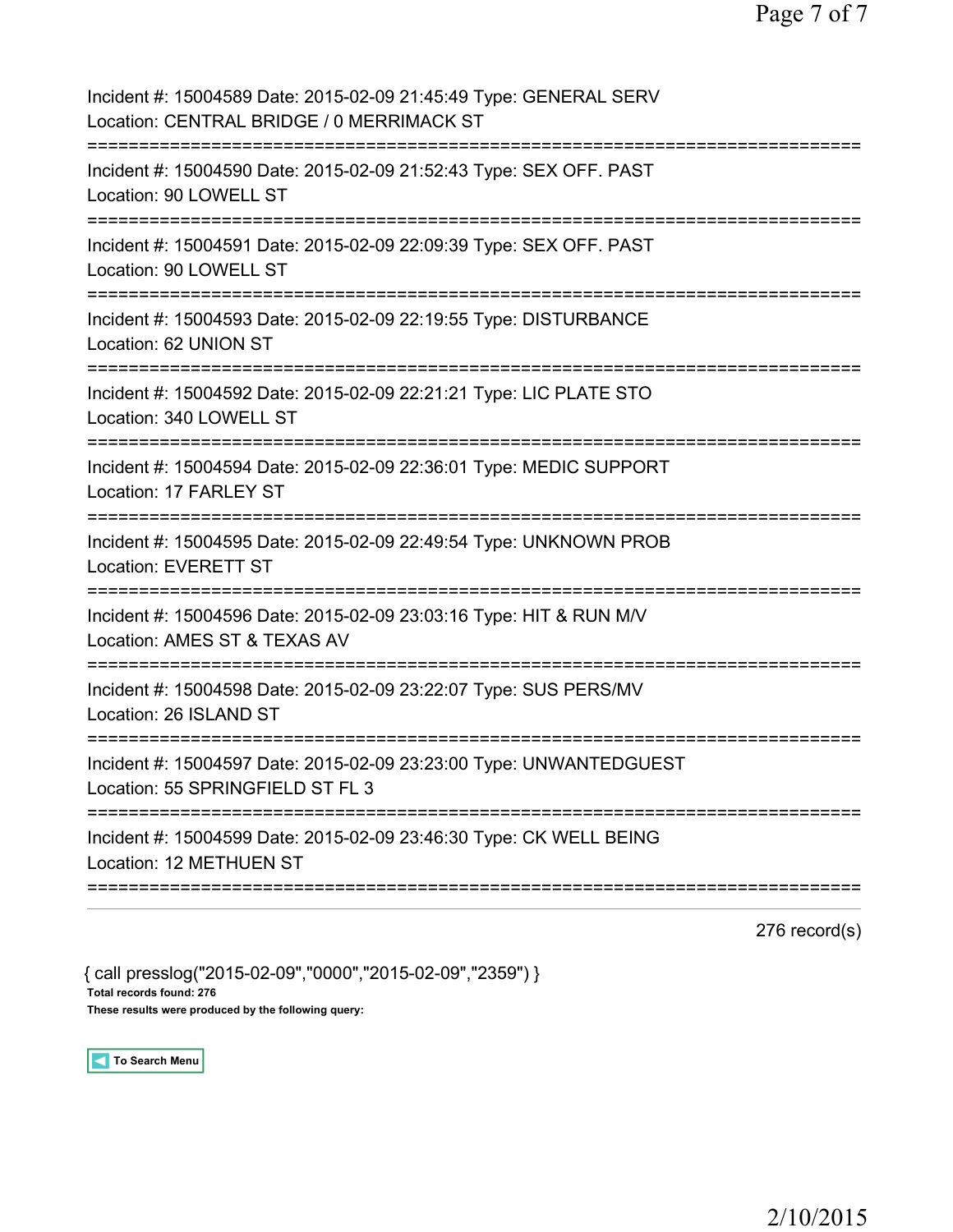Incident #: 15004589 Date: 2015-02-09 21:45:49 Type: GENERAL SERV
Location: CENTRAL BRIDGE / 0 MERRIMACK ST

===========================================================================

Incident #: 15004590 Date: 2015-02-09 21:52:43 Type: SEX OFF. PAST
Location: 90 LOWELL ST

===========================================================================

Incident #: 15004591 Date: 2015-02-09 22:09:39 Type: SEX OFF. PAST
Location: 90 LOWELL ST

===========================================================================

Incident #: 15004593 Date: 2015-02-09 22:19:55 Type: DISTURBANCE
Location: 62 UNION ST

===========================================================================

Incident #: 15004592 Date: 2015-02-09 22:21:21 Type: LIC PLATE STO
Location: 340 LOWELL ST

===========================================================================

Incident #: 15004594 Date: 2015-02-09 22:36:01 Type: MEDIC SUPPORT
Location: 17 FARLEY ST

===========================================================================

Incident #: 15004595 Date: 2015-02-09 22:49:54 Type: UNKNOWN PROB
Location: EVERETT ST

===========================================================================

Incident #: 15004596 Date: 2015-02-09 23:03:16 Type: HIT & RUN M/V
Location: AMES ST & TEXAS AV

===========================================================================

Incident #: 15004598 Date: 2015-02-09 23:22:07 Type: SUS PERS/MV
Location: 26 ISLAND ST

===========================================================================

Incident #: 15004597 Date: 2015-02-09 23:23:00 Type: UNWANTEDGUEST
Location: 55 SPRINGFIELD ST FL 3

===========================================================================

Incident #: 15004599 Date: 2015-02-09 23:46:30 Type: CK WELL BEING
Location: 12 METHUEN ST

===========================================================================

276 record(s)

{ call presslog("2015-02-09","0000","2015-02-09","2359") }

**Total records found: 276**

**These results were produced by the following query:**

To Search Menu

2/10/2015